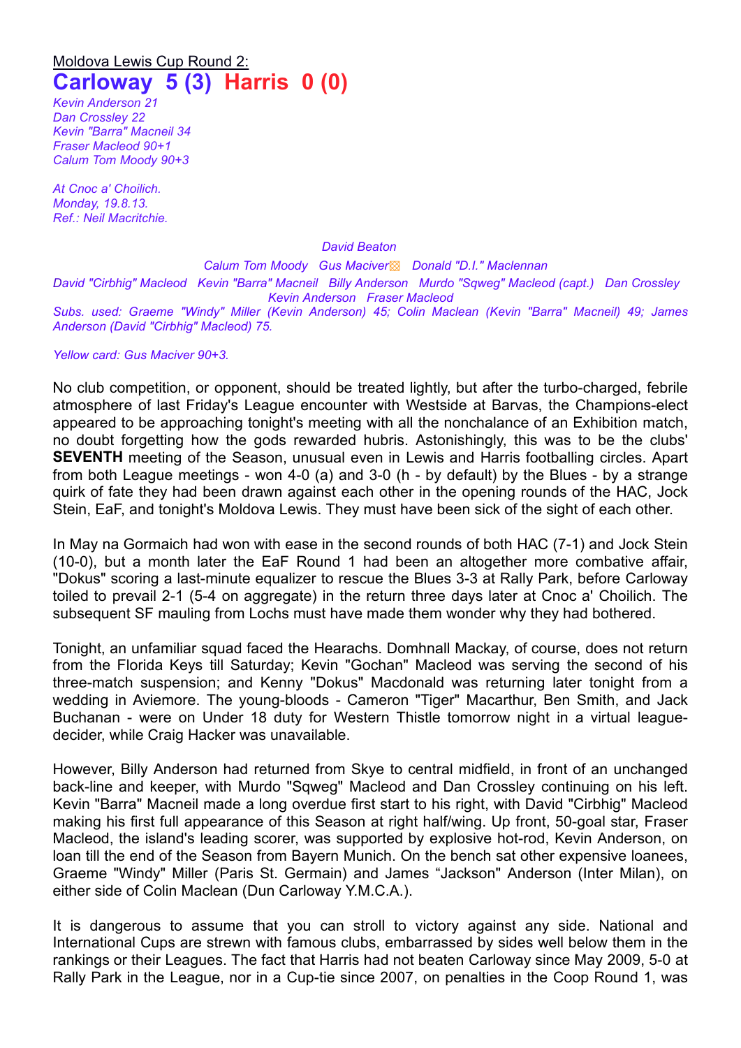Moldova Lewis Cup Round 2:

# Carloway 5 (3) Harris 0 (0)

*Kevin Anderson 21*
*Dan Crossley 22*
*Kevin "Barra" Macneil 34*
*Fraser Macleod 90+1*
*Calum Tom Moody 90+3*

*At Cnoc a' Choilich.*
*Monday, 19.8.13.*
*Ref.: Neil Macritchie.*

*David Beaton*

*Calum Tom Moody Gus Maciver Donald "D.I." Maclennan*

*David "Cirbhig" Macleod Kevin "Barra" Macneil Billy Anderson Murdo "Sqweg" Macleod (capt.) Dan Crossley*

*Kevin Anderson Fraser Macleod*

*Subs. used: Graeme "Windy" Miller (Kevin Anderson) 45; Colin Maclean (Kevin "Barra" Macneil) 49; James Anderson (David "Cirbhig" Macleod) 75.*

*Yellow card: Gus Maciver 90+3.*

No club competition, or opponent, should be treated lightly, but after the turbo-charged, febrile atmosphere of last Friday's League encounter with Westside at Barvas, the Champions-elect appeared to be approaching tonight's meeting with all the nonchalance of an Exhibition match, no doubt forgetting how the gods rewarded hubris. Astonishingly, this was to be the clubs' **SEVENTH** meeting of the Season, unusual even in Lewis and Harris footballing circles. Apart from both League meetings - won 4-0 (a) and 3-0 (h - by default) by the Blues - by a strange quirk of fate they had been drawn against each other in the opening rounds of the HAC, Jock Stein, EaF, and tonight's Moldova Lewis. They must have been sick of the sight of each other.

In May na Gormaich had won with ease in the second rounds of both HAC (7-1) and Jock Stein (10-0), but a month later the EaF Round 1 had been an altogether more combative affair, "Dokus" scoring a last-minute equalizer to rescue the Blues 3-3 at Rally Park, before Carloway toiled to prevail 2-1 (5-4 on aggregate) in the return three days later at Cnoc a' Choilich. The subsequent SF mauling from Lochs must have made them wonder why they had bothered.

Tonight, an unfamiliar squad faced the Hearachs. Domhnall Mackay, of course, does not return from the Florida Keys till Saturday; Kevin "Gochan" Macleod was serving the second of his three-match suspension; and Kenny "Dokus" Macdonald was returning later tonight from a wedding in Aviemore. The young-bloods - Cameron "Tiger" Macarthur, Ben Smith, and Jack Buchanan - were on Under 18 duty for Western Thistle tomorrow night in a virtual league-decider, while Craig Hacker was unavailable.

However, Billy Anderson had returned from Skye to central midfield, in front of an unchanged back-line and keeper, with Murdo "Sqweg" Macleod and Dan Crossley continuing on his left. Kevin "Barra" Macneil made a long overdue first start to his right, with David "Cirbhig" Macleod making his first full appearance of this Season at right half/wing. Up front, 50-goal star, Fraser Macleod, the island's leading scorer, was supported by explosive hot-rod, Kevin Anderson, on loan till the end of the Season from Bayern Munich. On the bench sat other expensive loanees, Graeme "Windy" Miller (Paris St. Germain) and James “Jackson" Anderson (Inter Milan), on either side of Colin Maclean (Dun Carloway Y.M.C.A.).

It is dangerous to assume that you can stroll to victory against any side. National and International Cups are strewn with famous clubs, embarrassed by sides well below them in the rankings or their Leagues. The fact that Harris had not beaten Carloway since May 2009, 5-0 at Rally Park in the League, nor in a Cup-tie since 2007, on penalties in the Coop Round 1, was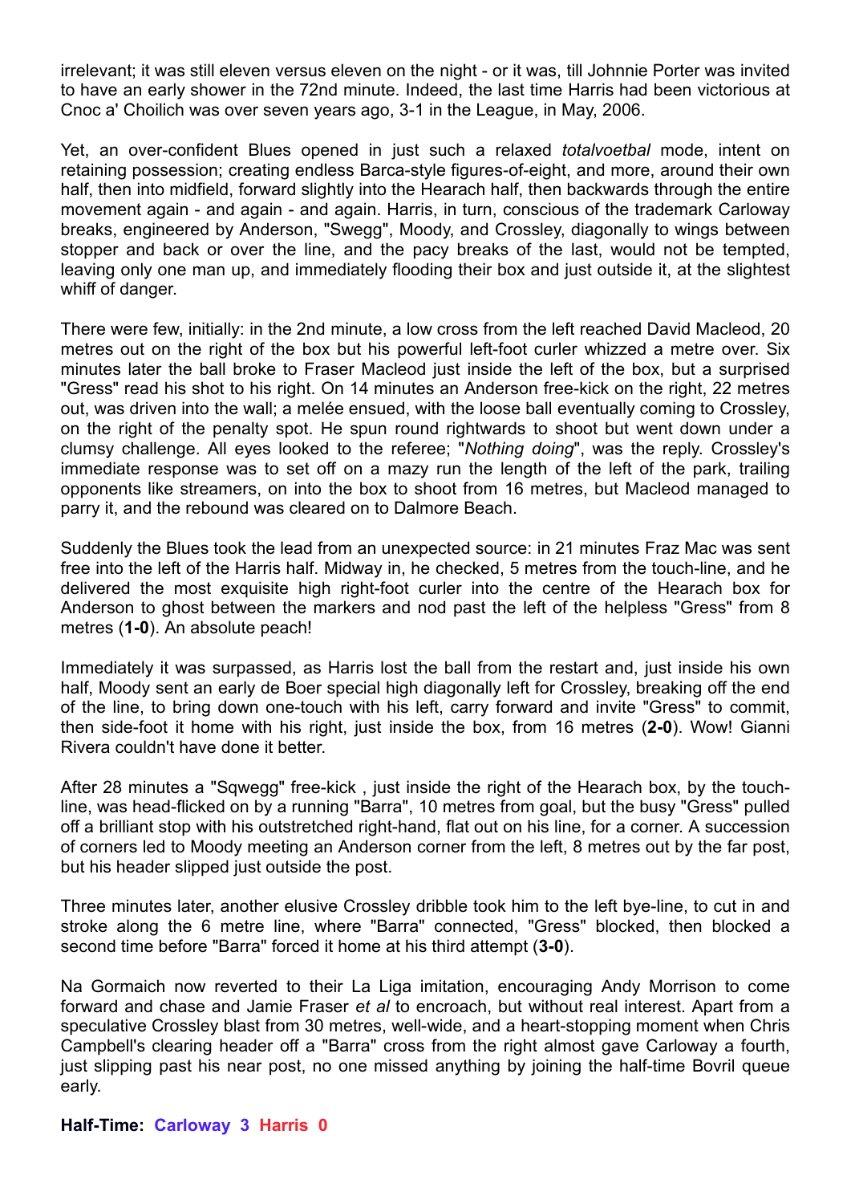irrelevant; it was still eleven versus eleven on the night - or it was, till Johnnie Porter was invited to have an early shower in the 72nd minute. Indeed, the last time Harris had been victorious at Cnoc a' Choilich was over seven years ago, 3-1 in the League, in May, 2006.

Yet, an over-confident Blues opened in just such a relaxed *totalvoetbal* mode, intent on retaining possession; creating endless Barca-style figures-of-eight, and more, around their own half, then into midfield, forward slightly into the Hearach half, then backwards through the entire movement again - and again - and again. Harris, in turn, conscious of the trademark Carloway breaks, engineered by Anderson, "Swegg", Moody, and Crossley, diagonally to wings between stopper and back or over the line, and the pacy breaks of the last, would not be tempted, leaving only one man up, and immediately flooding their box and just outside it, at the slightest whiff of danger.

There were few, initially: in the 2nd minute, a low cross from the left reached David Macleod, 20 metres out on the right of the box but his powerful left-foot curler whizzed a metre over. Six minutes later the ball broke to Fraser Macleod just inside the left of the box, but a surprised "Gress" read his shot to his right. On 14 minutes an Anderson free-kick on the right, 22 metres out, was driven into the wall; a melée ensued, with the loose ball eventually coming to Crossley, on the right of the penalty spot. He spun round rightwards to shoot but went down under a clumsy challenge. All eyes looked to the referee; "*Nothing doing*", was the reply. Crossley's immediate response was to set off on a mazy run the length of the left of the park, trailing opponents like streamers, on into the box to shoot from 16 metres, but Macleod managed to parry it, and the rebound was cleared on to Dalmore Beach.

Suddenly the Blues took the lead from an unexpected source: in 21 minutes Fraz Mac was sent free into the left of the Harris half. Midway in, he checked, 5 metres from the touch-line, and he delivered the most exquisite high right-foot curler into the centre of the Hearach box for Anderson to ghost between the markers and nod past the left of the helpless "Gress" from 8 metres (**1-0**). An absolute peach!

Immediately it was surpassed, as Harris lost the ball from the restart and, just inside his own half, Moody sent an early de Boer special high diagonally left for Crossley, breaking off the end of the line, to bring down one-touch with his left, carry forward and invite "Gress" to commit, then side-foot it home with his right, just inside the box, from 16 metres (**2-0**). Wow! Gianni Rivera couldn't have done it better.

After 28 minutes a "Sqwegg" free-kick , just inside the right of the Hearach box, by the touch-line, was head-flicked on by a running "Barra", 10 metres from goal, but the busy "Gress" pulled off a brilliant stop with his outstretched right-hand, flat out on his line, for a corner. A succession of corners led to Moody meeting an Anderson corner from the left, 8 metres out by the far post, but his header slipped just outside the post.

Three minutes later, another elusive Crossley dribble took him to the left bye-line, to cut in and stroke along the 6 metre line, where "Barra" connected, "Gress" blocked, then blocked a second time before "Barra" forced it home at his third attempt (**3-0**).

Na Gormaich now reverted to their La Liga imitation, encouraging Andy Morrison to come forward and chase and Jamie Fraser *et al* to encroach, but without real interest. Apart from a speculative Crossley blast from 30 metres, well-wide, and a heart-stopping moment when Chris Campbell's clearing header off a "Barra" cross from the right almost gave Carloway a fourth, just slipping past his near post, no one missed anything by joining the half-time Bovril queue early.

**Half-Time: Carloway 3 Harris 0**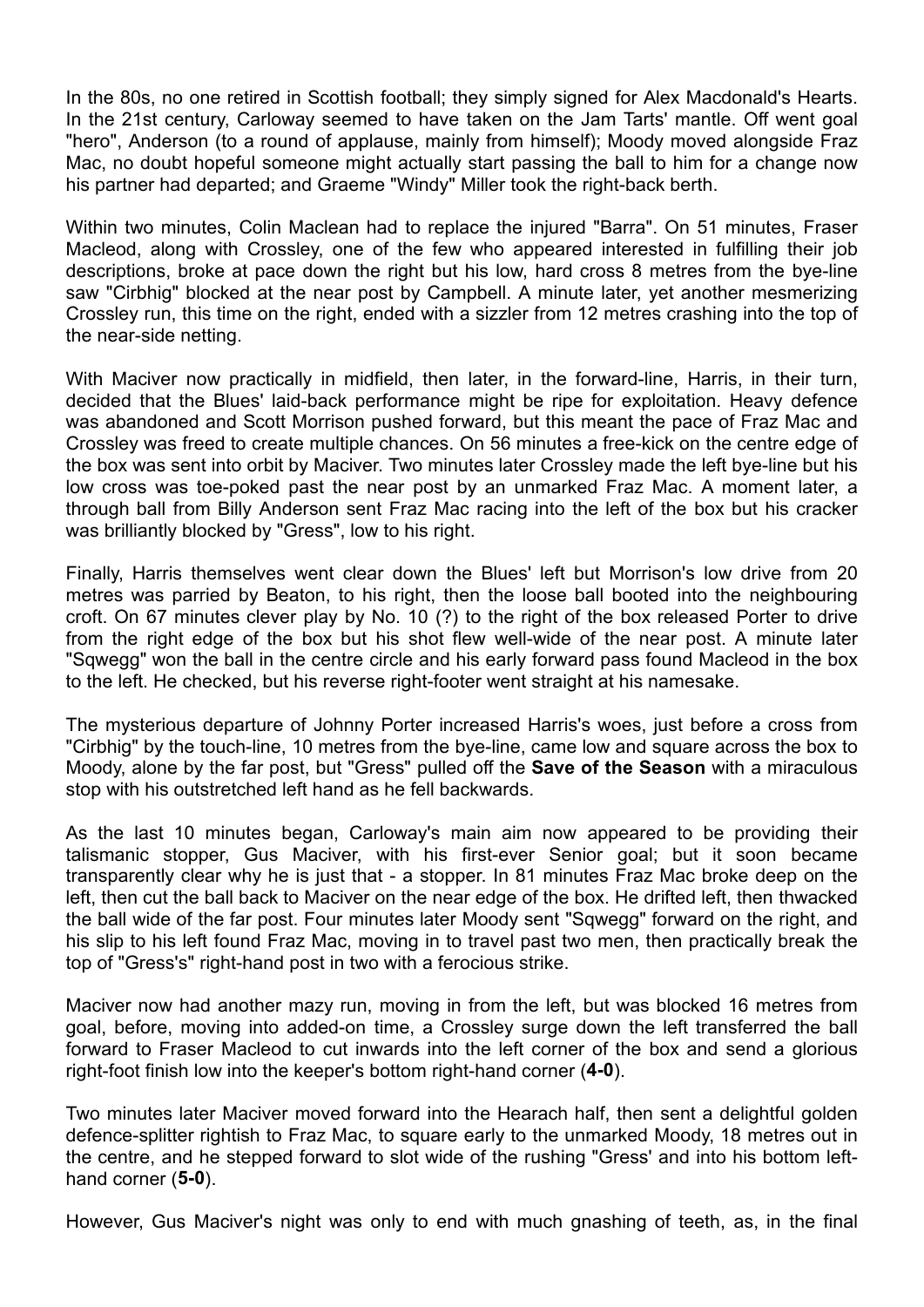In the 80s, no one retired in Scottish football; they simply signed for Alex Macdonald's Hearts. In the 21st century, Carloway seemed to have taken on the Jam Tarts' mantle. Off went goal "hero", Anderson (to a round of applause, mainly from himself); Moody moved alongside Fraz Mac, no doubt hopeful someone might actually start passing the ball to him for a change now his partner had departed; and Graeme "Windy" Miller took the right-back berth.

Within two minutes, Colin Maclean had to replace the injured "Barra". On 51 minutes, Fraser Macleod, along with Crossley, one of the few who appeared interested in fulfilling their job descriptions, broke at pace down the right but his low, hard cross 8 metres from the bye-line saw "Cirbhig" blocked at the near post by Campbell. A minute later, yet another mesmerizing Crossley run, this time on the right, ended with a sizzler from 12 metres crashing into the top of the near-side netting.

With Maciver now practically in midfield, then later, in the forward-line, Harris, in their turn, decided that the Blues' laid-back performance might be ripe for exploitation. Heavy defence was abandoned and Scott Morrison pushed forward, but this meant the pace of Fraz Mac and Crossley was freed to create multiple chances. On 56 minutes a free-kick on the centre edge of the box was sent into orbit by Maciver. Two minutes later Crossley made the left bye-line but his low cross was toe-poked past the near post by an unmarked Fraz Mac. A moment later, a through ball from Billy Anderson sent Fraz Mac racing into the left of the box but his cracker was brilliantly blocked by "Gress", low to his right.

Finally, Harris themselves went clear down the Blues' left but Morrison's low drive from 20 metres was parried by Beaton, to his right, then the loose ball booted into the neighbouring croft. On 67 minutes clever play by No. 10 (?) to the right of the box released Porter to drive from the right edge of the box but his shot flew well-wide of the near post. A minute later "Sqwegg" won the ball in the centre circle and his early forward pass found Macleod in the box to the left. He checked, but his reverse right-footer went straight at his namesake.

The mysterious departure of Johnny Porter increased Harris's woes, just before a cross from "Cirbhig" by the touch-line, 10 metres from the bye-line, came low and square across the box to Moody, alone by the far post, but "Gress" pulled off the **Save of the Season** with a miraculous stop with his outstretched left hand as he fell backwards.

As the last 10 minutes began, Carloway's main aim now appeared to be providing their talismanic stopper, Gus Maciver, with his first-ever Senior goal; but it soon became transparently clear why he is just that - a stopper. In 81 minutes Fraz Mac broke deep on the left, then cut the ball back to Maciver on the near edge of the box. He drifted left, then thwacked the ball wide of the far post. Four minutes later Moody sent "Sqwegg" forward on the right, and his slip to his left found Fraz Mac, moving in to travel past two men, then practically break the top of "Gress's" right-hand post in two with a ferocious strike.

Maciver now had another mazy run, moving in from the left, but was blocked 16 metres from goal, before, moving into added-on time, a Crossley surge down the left transferred the ball forward to Fraser Macleod to cut inwards into the left corner of the box and send a glorious right-foot finish low into the keeper's bottom right-hand corner (**4-0**).

Two minutes later Maciver moved forward into the Hearach half, then sent a delightful golden defence-splitter rightish to Fraz Mac, to square early to the unmarked Moody, 18 metres out in the centre, and he stepped forward to slot wide of the rushing "Gress' and into his bottom left-hand corner (**5-0**).

However, Gus Maciver's night was only to end with much gnashing of teeth, as, in the final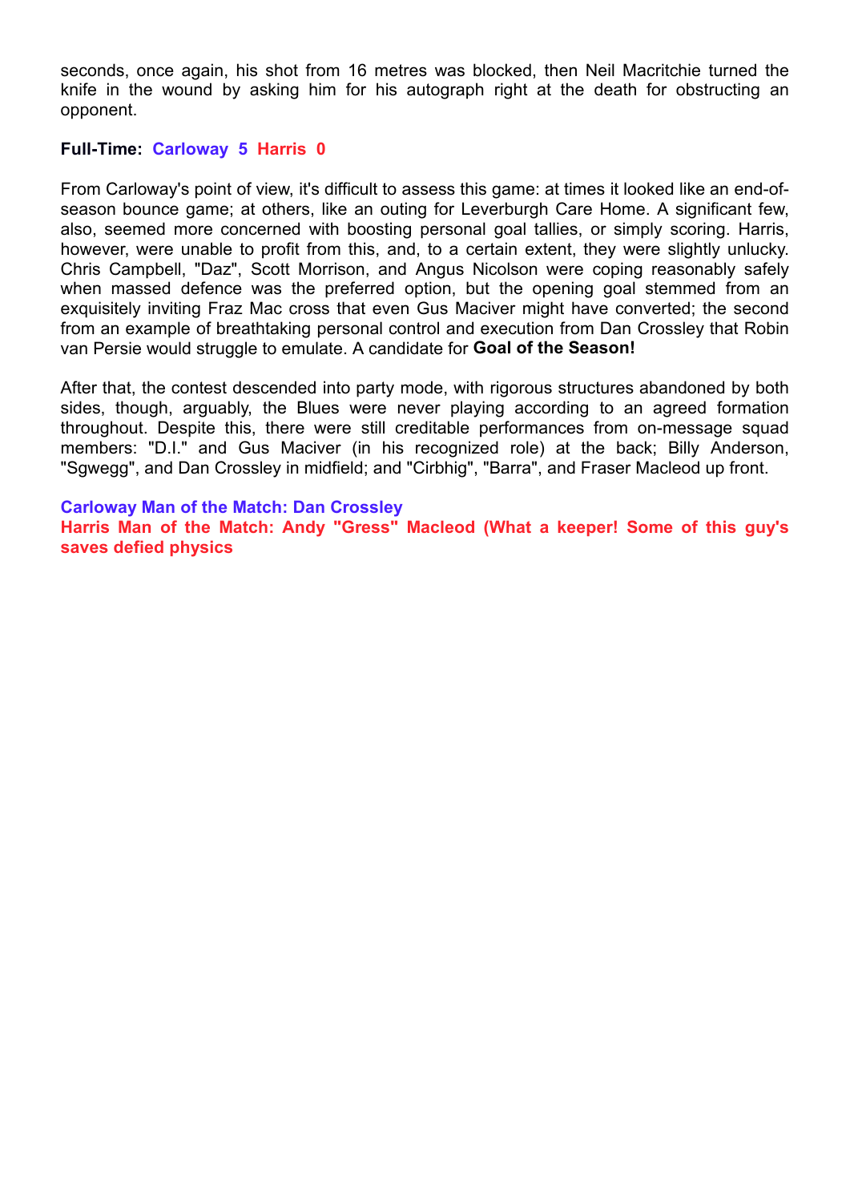seconds, once again, his shot from 16 metres was blocked, then Neil Macritchie turned the knife in the wound by asking him for his autograph right at the death for obstructing an opponent.

**Full-Time: Carloway 5 Harris 0**

From Carloway's point of view, it's difficult to assess this game: at times it looked like an end-of-season bounce game; at others, like an outing for Leverburgh Care Home. A significant few, also, seemed more concerned with boosting personal goal tallies, or simply scoring. Harris, however, were unable to profit from this, and, to a certain extent, they were slightly unlucky. Chris Campbell, "Daz", Scott Morrison, and Angus Nicolson were coping reasonably safely when massed defence was the preferred option, but the opening goal stemmed from an exquisitely inviting Fraz Mac cross that even Gus Maciver might have converted; the second from an example of breathtaking personal control and execution from Dan Crossley that Robin van Persie would struggle to emulate. A candidate for **Goal of the Season!**

After that, the contest descended into party mode, with rigorous structures abandoned by both sides, though, arguably, the Blues were never playing according to an agreed formation throughout. Despite this, there were still creditable performances from on-message squad members: "D.I." and Gus Maciver (in his recognized role) at the back; Billy Anderson, "Sgwegg", and Dan Crossley in midfield; and "Cirbhig", "Barra", and Fraser Macleod up front.

**Carloway Man of the Match: Dan Crossley**
**Harris Man of the Match: Andy "Gress" Macleod (What a keeper! Some of this guy's saves defied physics**